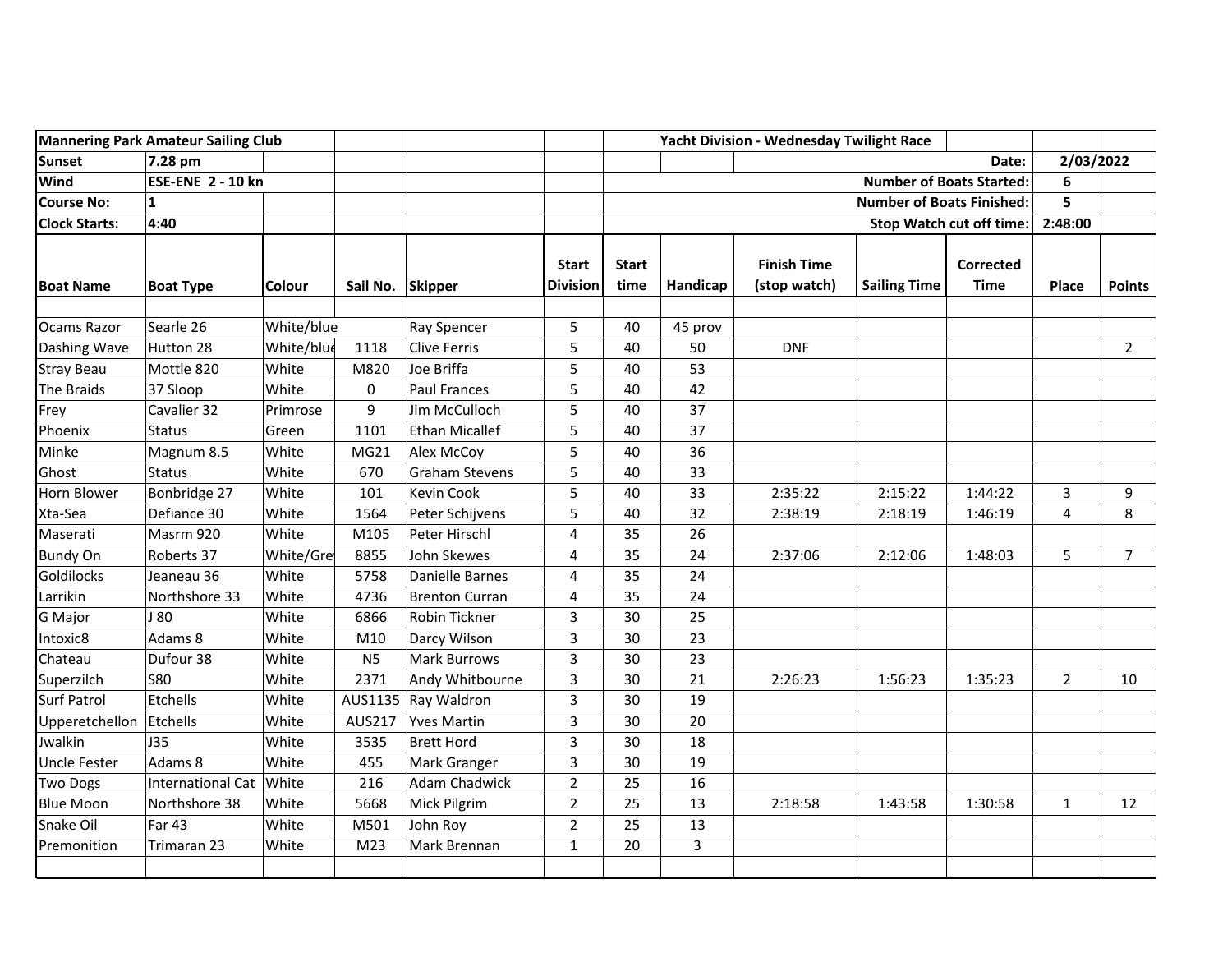| Mannering Park Amateur Sailing Club | | | | | Yacht Division - Wednesday Twilight Race | | | | | | |
|---|---|---|---|---|---|---|---|---|---|---|---|
| Sunset | 7.28 pm | | | | | | | | Date: | 2/03/2022 | |
| Wind | ESE-ENE 2 - 10 kn | | | | | | | | Number of Boats Started: | 6 | |
| Course No: | 1 | | | | | | | | Number of Boats Finished: | 5 | |
| Clock Starts: | 4:40 | | | | | | | | Stop Watch cut off time: | 2:48:00 | |
| **Boat Name** | **Boat Type** | **Colour** | **Sail No.** | **Skipper** | **Start Division** | **Start time** | **Handicap** | **Finish Time (stop watch)** | **Sailing Time** | **Corrected Time** | **Place** | **Points** |
| Ocams Razor | Searle 26 | White/blue | | Ray Spencer | 5 | 40 | 45 prov | | | | | |
| Dashing Wave | Hutton 28 | White/blue | 1118 | Clive Ferris | 5 | 40 | 50 | DNF | | | | 2 |
| Stray Beau | Mottle 820 | White | M820 | Joe Briffa | 5 | 40 | 53 | | | | | |
| The Braids | 37 Sloop | White | 0 | Paul Frances | 5 | 40 | 42 | | | | | |
| Frey | Cavalier 32 | Primrose | 9 | Jim McCulloch | 5 | 40 | 37 | | | | | |
| Phoenix | Status | Green | 1101 | Ethan Micallef | 5 | 40 | 37 | | | | | |
| Minke | Magnum 8.5 | White | MG21 | Alex McCoy | 5 | 40 | 36 | | | | | |
| Ghost | Status | White | 670 | Graham Stevens | 5 | 40 | 33 | | | | | |
| Horn Blower | Bonbridge 27 | White | 101 | Kevin Cook | 5 | 40 | 33 | 2:35:22 | 2:15:22 | 1:44:22 | 3 | 9 |
| Xta-Sea | Defiance 30 | White | 1564 | Peter Schijvens | 5 | 40 | 32 | 2:38:19 | 2:18:19 | 1:46:19 | 4 | 8 |
| Maserati | Masrm 920 | White | M105 | Peter Hirschl | 4 | 35 | 26 | | | | | |
| Bundy On | Roberts 37 | White/Grey | 8855 | John Skewes | 4 | 35 | 24 | 2:37:06 | 2:12:06 | 1:48:03 | 5 | 7 |
| Goldilocks | Jeaneau 36 | White | 5758 | Danielle Barnes | 4 | 35 | 24 | | | | | |
| Larrikin | Northshore 33 | White | 4736 | Brenton Curran | 4 | 35 | 24 | | | | | |
| G Major | J 80 | White | 6866 | Robin Tickner | 3 | 30 | 25 | | | | | |
| Intoxic8 | Adams 8 | White | M10 | Darcy Wilson | 3 | 30 | 23 | | | | | |
| Chateau | Dufour 38 | White | N5 | Mark Burrows | 3 | 30 | 23 | | | | | |
| Superzilch | S80 | White | 2371 | Andy Whitbourne | 3 | 30 | 21 | 2:26:23 | 1:56:23 | 1:35:23 | 2 | 10 |
| Surf Patrol | Etchells | White | AUS1135 | Ray Waldron | 3 | 30 | 19 | | | | | |
| Upperetchellon | Etchells | White | AUS217 | Yves Martin | 3 | 30 | 20 | | | | | |
| Jwalkin | J35 | White | 3535 | Brett Hord | 3 | 30 | 18 | | | | | |
| Uncle Fester | Adams 8 | White | 455 | Mark Granger | 3 | 30 | 19 | | | | | |
| Two Dogs | International Cat | White | 216 | Adam Chadwick | 2 | 25 | 16 | | | | | |
| Blue Moon | Northshore 38 | White | 5668 | Mick Pilgrim | 2 | 25 | 13 | 2:18:58 | 1:43:58 | 1:30:58 | 1 | 12 |
| Snake Oil | Far 43 | White | M501 | John Roy | 2 | 25 | 13 | | | | | |
| Premonition | Trimaran 23 | White | M23 | Mark Brennan | 1 | 20 | 3 | | | | | |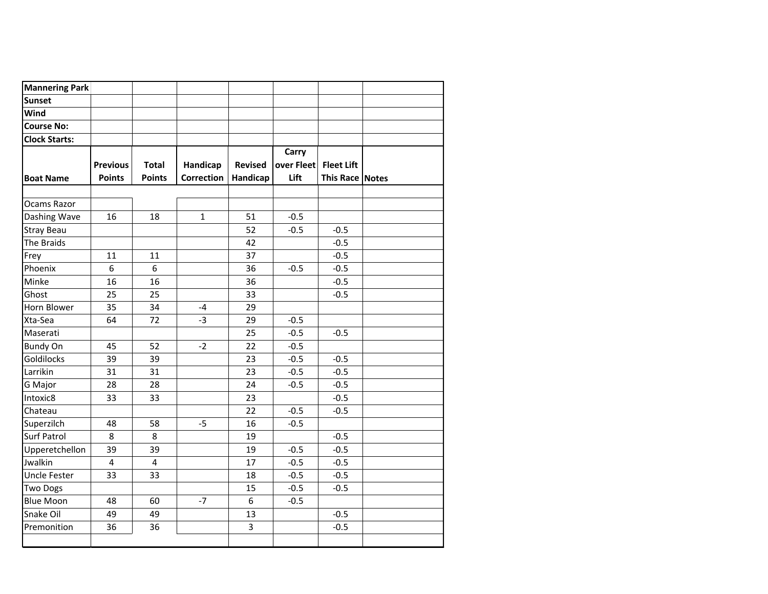| | | | | | | | |
|---|---|---|---|---|---|---|---|
| **Mannering Park** | | | | | | | |
| **Sunset** | | | | | | | |
| **Wind** | | | | | | | |
| **Course No:** | | | | | | | |
| **Clock Starts:** | | | | | | | |
| **Boat Name** | **Previous Points** | **Total Points** | **Handicap Correction** | **Revised Handicap** | **Carry over Fleet Lift** | **Fleet Lift This Race** | **Notes** |
| | | | | | | | |
| Ocams Razor | | | | | | | |
| Dashing Wave | 16 | 18 | 1 | 51 | -0.5 | | |
| Stray Beau | | | | 52 | -0.5 | -0.5 | |
| The Braids | | | | 42 | | -0.5 | |
| Frey | 11 | 11 | | 37 | | -0.5 | |
| Phoenix | 6 | 6 | | 36 | -0.5 | -0.5 | |
| Minke | 16 | 16 | | 36 | | -0.5 | |
| Ghost | 25 | 25 | | 33 | | -0.5 | |
| Horn Blower | 35 | 34 | -4 | 29 | | | |
| Xta-Sea | 64 | 72 | -3 | 29 | -0.5 | | |
| Maserati | | | | 25 | -0.5 | -0.5 | |
| Bundy On | 45 | 52 | -2 | 22 | -0.5 | | |
| Goldilocks | 39 | 39 | | 23 | -0.5 | -0.5 | |
| Larrikin | 31 | 31 | | 23 | -0.5 | -0.5 | |
| G Major | 28 | 28 | | 24 | -0.5 | -0.5 | |
| Intoxic8 | 33 | 33 | | 23 | | -0.5 | |
| Chateau | | | | 22 | -0.5 | -0.5 | |
| Superzilch | 48 | 58 | -5 | 16 | -0.5 | | |
| Surf Patrol | 8 | 8 | | 19 | | -0.5 | |
| Upperetchellon | 39 | 39 | | 19 | -0.5 | -0.5 | |
| Jwalkin | 4 | 4 | | 17 | -0.5 | -0.5 | |
| Uncle Fester | 33 | 33 | | 18 | -0.5 | -0.5 | |
| Two Dogs | | | | 15 | -0.5 | -0.5 | |
| Blue Moon | 48 | 60 | -7 | 6 | -0.5 | | |
| Snake Oil | 49 | 49 | | 13 | | -0.5 | |
| Premonition | 36 | 36 | | 3 | | -0.5 | |
| | | | | | | | |